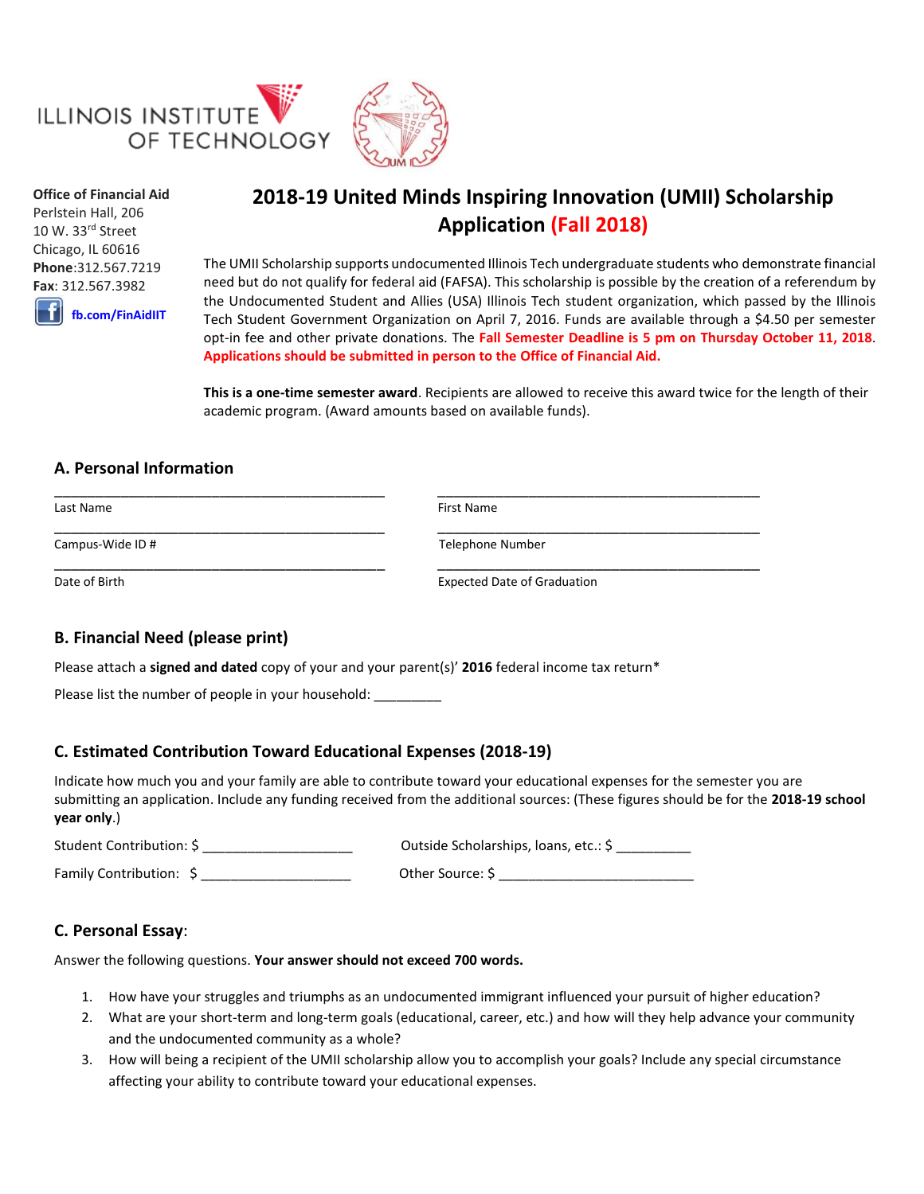ILLINOIS INSTITUTE OF TECHNOLOGY

**Office of Financial Aid**
Perlstein Hall, 206
10 W. 33rd Street
Chicago, IL 60616
**Phone**:312.567.7219
**Fax**: 312.567.3982
fb.com/FinAidIIT

# 2018-19 United Minds Inspiring Innovation (UMII) Scholarship Application (Fall 2018)

The UMII Scholarship supports undocumented Illinois Tech undergraduate students who demonstrate financial need but do not qualify for federal aid (FAFSA). This scholarship is possible by the creation of a referendum by the Undocumented Student and Allies (USA) Illinois Tech student organization, which passed by the Illinois Tech Student Government Organization on April 7, 2016. Funds are available through a $4.50 per semester opt-in fee and other private donations. The **Fall Semester Deadline is 5 pm on Thursday October 11, 2018**. **Applications should be submitted in person to the Office of Financial Aid.**

**This is a one-time semester award**. Recipients are allowed to receive this award twice for the length of their academic program. (Award amounts based on available funds).

## A. Personal Information

| | |
|---|---|
| ______________________________ | ______________________________ |
| Last Name | First Name |
| ______________________________ | ______________________________ |
| Campus-Wide ID # | Telephone Number |
| ______________________________ | ______________________________ |
| Date of Birth | Expected Date of Graduation |

## B. Financial Need (please print)

Please attach a **signed and dated** copy of your and your parent(s)' **2016** federal income tax return*

Please list the number of people in your household: _________

## C. Estimated Contribution Toward Educational Expenses (2018-19)

Indicate how much you and your family are able to contribute toward your educational expenses for the semester you are submitting an application. Include any funding received from the additional sources: (These figures should be for the **2018-19 school year only**.)

Student Contribution: $ ____________________ Outside Scholarships, loans, etc.: $ __________

Family Contribution: $ ____________________ Other Source: $ __________________________

## C. Personal Essay:

Answer the following questions. **Your answer should not exceed 700 words.**

1. How have your struggles and triumphs as an undocumented immigrant influenced your pursuit of higher education?
2. What are your short-term and long-term goals (educational, career, etc.) and how will they help advance your community and the undocumented community as a whole?
3. How will being a recipient of the UMII scholarship allow you to accomplish your goals? Include any special circumstance affecting your ability to contribute toward your educational expenses.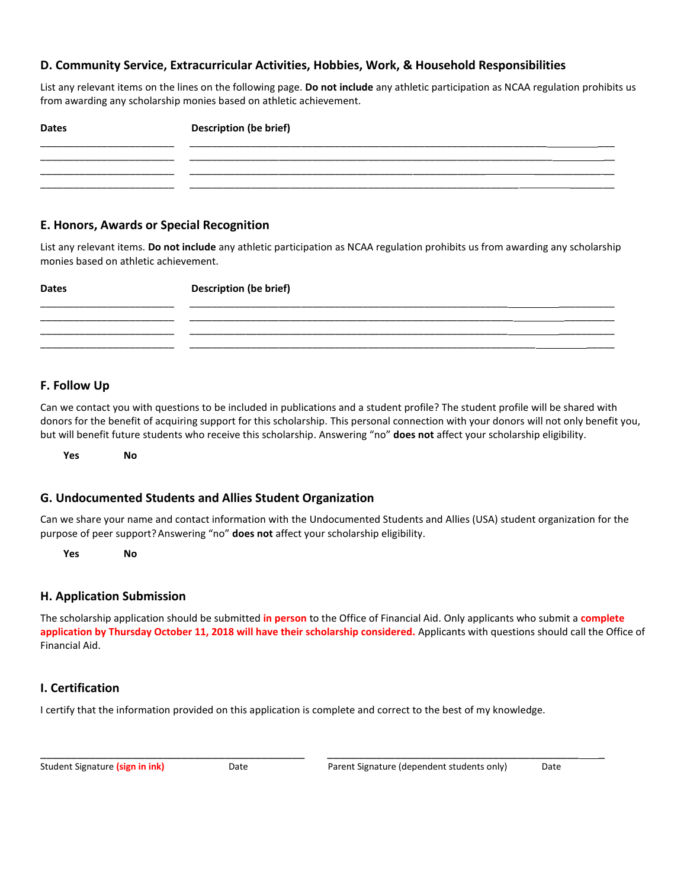### D. Community Service, Extracurricular Activities, Hobbies, Work, & Household Responsibilities

List any relevant items on the lines on the following page. **Do not include** any athletic participation as NCAA regulation prohibits us from awarding any scholarship monies based on athletic achievement.

| Dates | Description (be brief) |
|---|---|
| | |
| | |
| | |
| | |

### E. Honors, Awards or Special Recognition

List any relevant items. **Do not include** any athletic participation as NCAA regulation prohibits us from awarding any scholarship monies based on athletic achievement.

| Dates | Description (be brief) |
|---|---|
| | |
| | |
| | |
| | |

### F. Follow Up

Can we contact you with questions to be included in publications and a student profile? The student profile will be shared with donors for the benefit of acquiring support for this scholarship. This personal connection with your donors will not only benefit you, but will benefit future students who receive this scholarship. Answering "no" **does not** affect your scholarship eligibility.

**Yes** **No**

### G. Undocumented Students and Allies Student Organization

Can we share your name and contact information with the Undocumented Students and Allies (USA) student organization for the purpose of peer support? Answering "no" **does not** affect your scholarship eligibility.

**Yes** **No**

### H. Application Submission

The scholarship application should be submitted **in person** to the Office of Financial Aid. Only applicants who submit a **complete application by Thursday October 11, 2018 will have their scholarship considered.** Applicants with questions should call the Office of Financial Aid.

### I. Certification

I certify that the information provided on this application is complete and correct to the best of my knowledge.

\_\_\_\_\_\_\_\_\_\_\_\_\_\_\_\_\_\_\_\_\_\_\_\_\_\_\_\_\_\_\_\_\_\_\_\_\_\_\_\_\_\_\_\_ \_\_\_\_\_\_\_\_\_\_\_\_\_\_\_\_\_\_\_\_\_\_\_\_\_\_\_\_\_\_\_\_\_\_\_\_\_\_\_\_\_\_\_\_

Student Signature **(sign in ink)** Date Parent Signature (dependent students only) Date